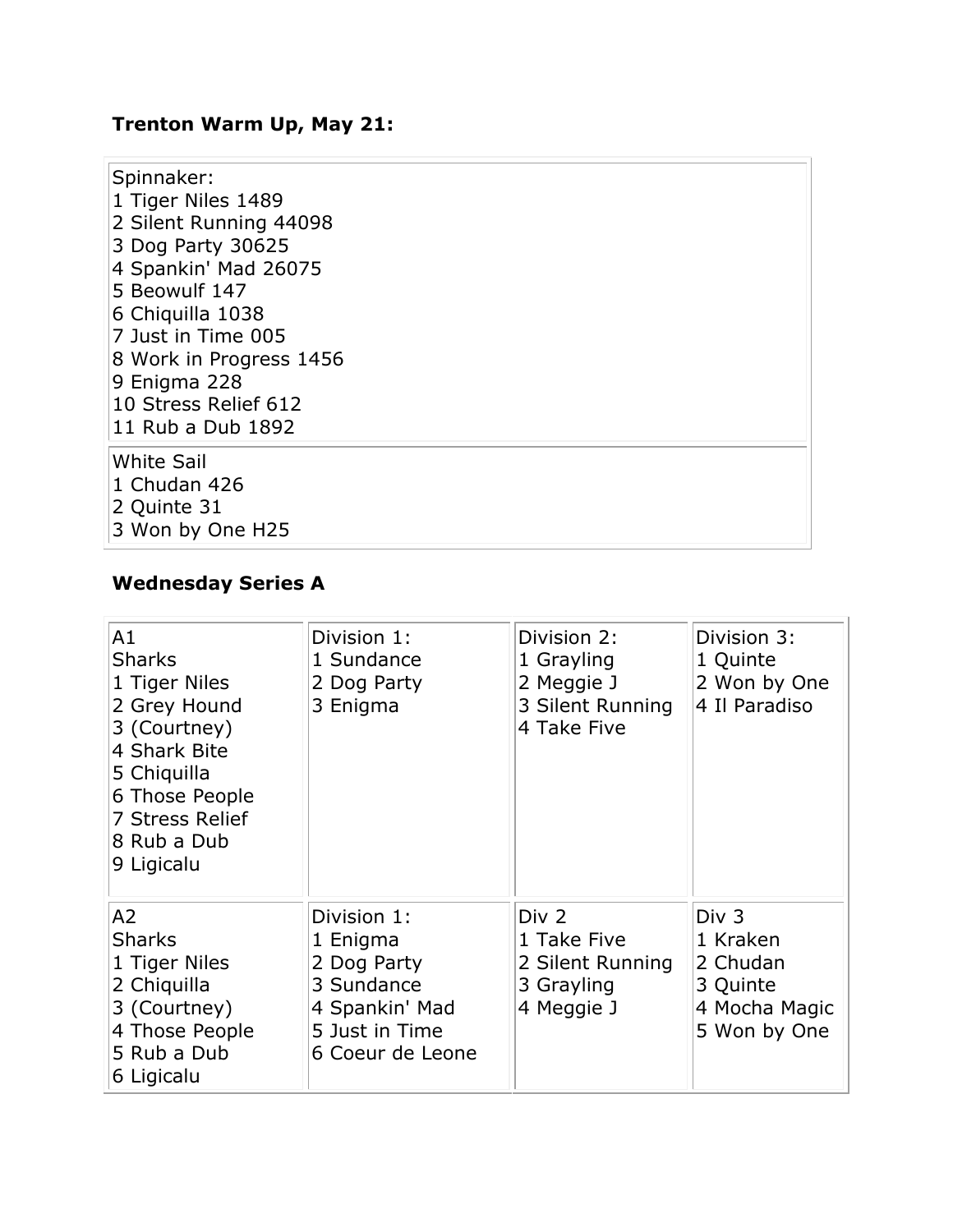**Trenton Warm Up, May 21:**

| Spinnaker:<br>1 Tiger Niles 1489<br>2 Silent Running 44098<br>3 Dog Party 30625<br>4 Spankin' Mad 26075<br>5 Beowulf 147<br>6 Chiquilla 1038<br>7 Just in Time 005<br>8 Work in Progress 1456<br>9 Enigma 228<br>10 Stress Relief 612<br>11 Rub a Dub 1892 |
|---|
| White Sail<br>1 Chudan 426<br>2 Quinte 31<br>3 Won by One H25 |

**Wednesday Series A**

| A1<br>Sharks<br>1 Tiger Niles<br>2 Grey Hound<br>3 (Courtney)<br>4 Shark Bite<br>5 Chiquilla<br>6 Those People<br>7 Stress Relief<br>8 Rub a Dub<br>9 Ligicalu | Division 1:<br>1 Sundance<br>2 Dog Party<br>3 Enigma | Division 2:<br>1 Grayling<br>2 Meggie J<br>3 Silent Running<br>4 Take Five | Division 3:<br>1 Quinte<br>2 Won by One<br>4 Il Paradiso |
|---|---|---|---|
| A2<br>Sharks<br>1 Tiger Niles<br>2 Chiquilla<br>3 (Courtney)<br>4 Those People<br>5 Rub a Dub<br>6 Ligicalu | Division 1:<br>1 Enigma<br>2 Dog Party<br>3 Sundance<br>4 Spankin' Mad<br>5 Just in Time<br>6 Coeur de Leone | Div 2<br>1 Take Five<br>2 Silent Running<br>3 Grayling<br>4 Meggie J | Div 3<br>1 Kraken<br>2 Chudan<br>3 Quinte<br>4 Mocha Magic<br>5 Won by One |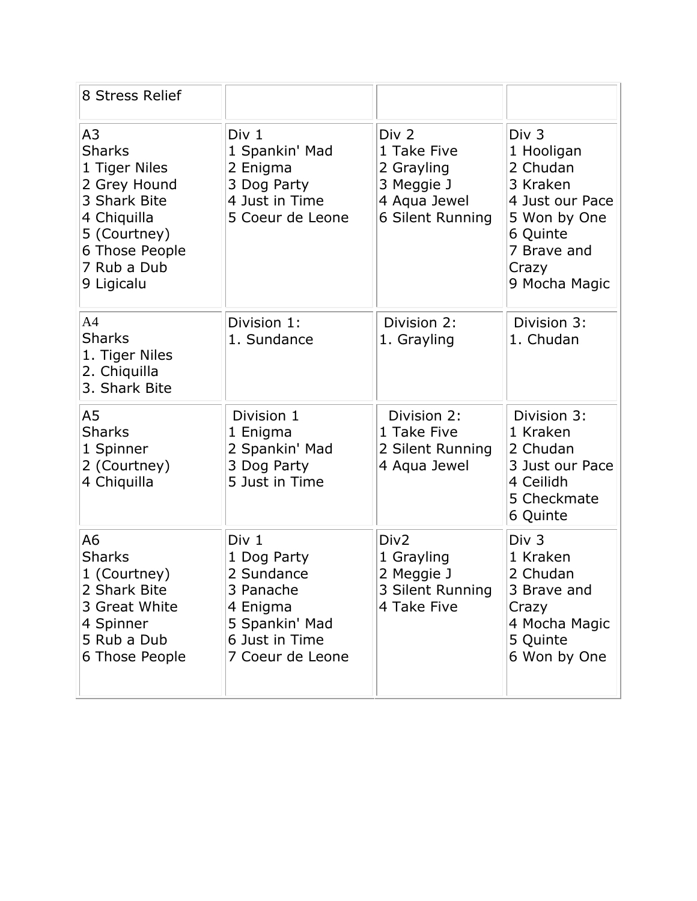| 8 Stress Relief | | | |
|---|---|---|---|
| A3<br>Sharks<br>1 Tiger Niles<br>2 Grey Hound<br>3 Shark Bite<br>4 Chiquilla<br>5 (Courtney)<br>6 Those People<br>7 Rub a Dub<br>9 Ligicalu | Div 1<br>1 Spankin' Mad<br>2 Enigma<br>3 Dog Party<br>4 Just in Time<br>5 Coeur de Leone | Div 2<br>1 Take Five<br>2 Grayling<br>3 Meggie J<br>4 Aqua Jewel<br>6 Silent Running | Div 3<br>1 Hooligan<br>2 Chudan<br>3 Kraken<br>4 Just our Pace<br>5 Won by One<br>6 Quinte<br>7 Brave and Crazy<br>9 Mocha Magic |
| A4<br>Sharks<br>1. Tiger Niles<br>2. Chiquilla<br>3. Shark Bite | Division 1:<br>1. Sundance | Division 2:<br>1. Grayling | Division 3:<br>1. Chudan |
| A5<br>Sharks<br>1 Spinner<br>2 (Courtney)<br>4 Chiquilla | Division 1<br>1 Enigma<br>2 Spankin' Mad<br>3 Dog Party<br>5 Just in Time | Division 2:<br>1 Take Five<br>2 Silent Running<br>4 Aqua Jewel | Division 3:<br>1 Kraken<br>2 Chudan<br>3 Just our Pace<br>4 Ceilidh<br>5 Checkmate<br>6 Quinte |
| A6<br>Sharks<br>1 (Courtney)<br>2 Shark Bite<br>3 Great White<br>4 Spinner<br>5 Rub a Dub<br>6 Those People | Div 1<br>1 Dog Party<br>2 Sundance<br>3 Panache<br>4 Enigma<br>5 Spankin' Mad<br>6 Just in Time<br>7 Coeur de Leone | Div2<br>1 Grayling<br>2 Meggie J<br>3 Silent Running<br>4 Take Five | Div 3<br>1 Kraken<br>2 Chudan<br>3 Brave and Crazy<br>4 Mocha Magic<br>5 Quinte<br>6 Won by One |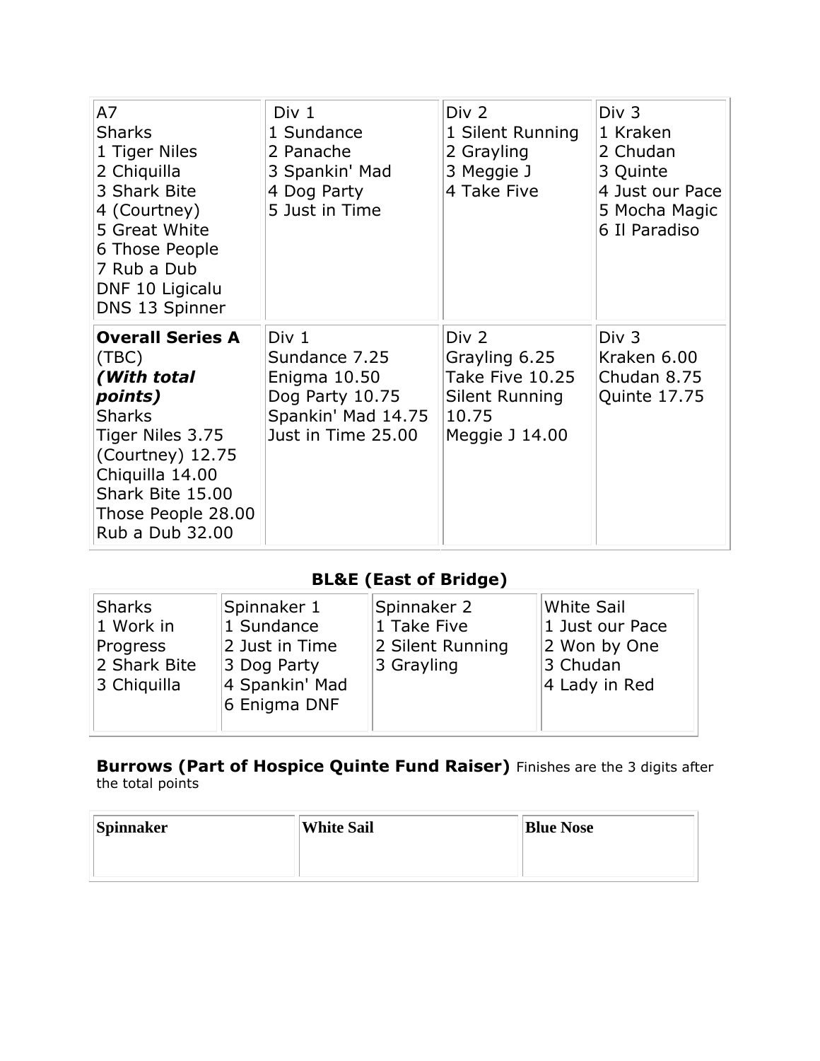| A7<br>Sharks<br>1 Tiger Niles<br>2 Chiquilla<br>3 Shark Bite<br>4 (Courtney)<br>5 Great White<br>6 Those People<br>7 Rub a Dub<br>DNF 10 Ligicalu<br>DNS 13 Spinner | Div 1<br>1 Sundance<br>2 Panache<br>3 Spankin' Mad<br>4 Dog Party<br>5 Just in Time | Div 2<br>1 Silent Running<br>2 Grayling<br>3 Meggie J<br>4 Take Five | Div 3<br>1 Kraken<br>2 Chudan<br>3 Quinte<br>4 Just our Pace<br>5 Mocha Magic<br>6 Il Paradiso |
|---|---|---|---|
| **Overall Series A** (TBC)<br>***(With total points)***<br>Sharks<br>Tiger Niles 3.75<br>(Courtney) 12.75<br>Chiquilla 14.00<br>Shark Bite 15.00<br>Those People 28.00<br>Rub a Dub 32.00 | Div 1<br>Sundance 7.25<br>Enigma 10.50<br>Dog Party 10.75<br>Spankin' Mad 14.75<br>Just in Time 25.00 | Div 2<br>Grayling 6.25<br>Take Five 10.25<br>Silent Running 10.75<br>Meggie J 14.00 | Div 3<br>Kraken 6.00<br>Chudan 8.75<br>Quinte 17.75 |

## BL&E (East of Bridge)

| Sharks<br>1 Work in Progress<br>2 Shark Bite<br>3 Chiquilla | Spinnaker 1<br>1 Sundance<br>2 Just in Time<br>3 Dog Party<br>4 Spankin' Mad<br>6 Enigma DNF | Spinnaker 2<br>1 Take Five<br>2 Silent Running<br>3 Grayling | White Sail<br>1 Just our Pace<br>2 Won by One<br>3 Chudan<br>4 Lady in Red |
|---|---|---|---|

**Burrows (Part of Hospice Quinte Fund Raiser)** Finishes are the 3 digits after the total points

| **Spinnaker** | **White Sail** | **Blue Nose** |
|---|---|---|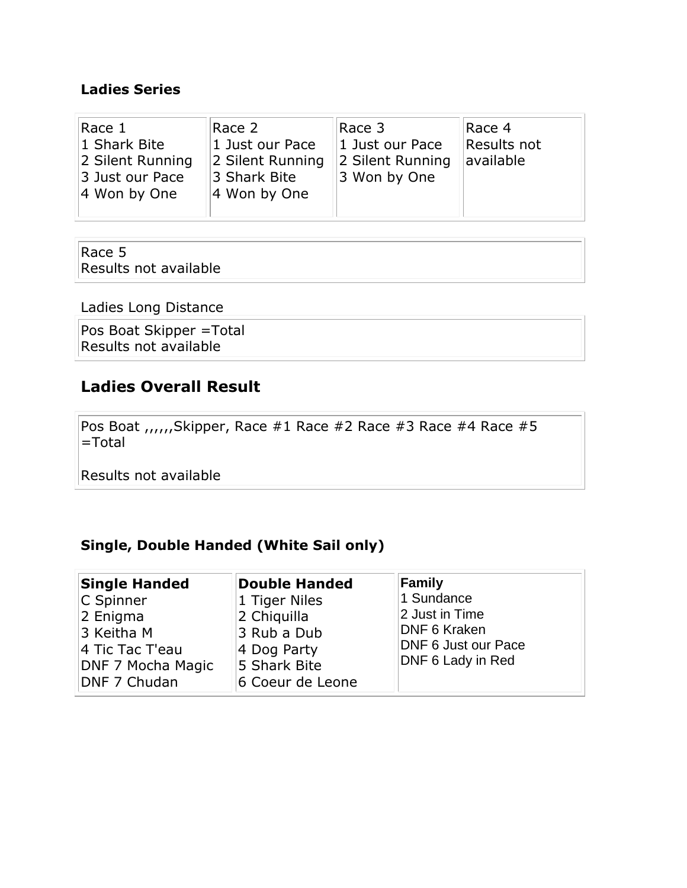**Ladies Series**

| Race 1 | Race 2 | Race 3 | Race 4 |
|---|---|---|---|
| 1 Shark Bite | 1 Just our Pace | 1 Just our Pace | Results not available |
| 2 Silent Running | 2 Silent Running | 2 Silent Running | |
| 3 Just our Pace | 3 Shark Bite | 3 Won by One | |
| 4 Won by One | 4 Won by One | | |

Race 5
Results not available

Ladies Long Distance

Pos Boat Skipper =Total
Results not available

## Ladies Overall Result

Pos Boat ,,,,,,Skipper, Race #1 Race #2 Race #3 Race #4 Race #5 =Total

Results not available

**Single, Double Handed (White Sail only)**

| Single Handed | Double Handed | Family |
|---|---|---|
| C Spinner | 1 Tiger Niles | 1 Sundance |
| 2 Enigma | 2 Chiquilla | 2 Just in Time |
| 3 Keitha M | 3 Rub a Dub | DNF 6 Kraken |
| 4 Tic Tac T'eau | 4 Dog Party | DNF 6 Just our Pace |
| DNF 7 Mocha Magic | 5 Shark Bite | DNF 6 Lady in Red |
| DNF 7 Chudan | 6 Coeur de Leone | |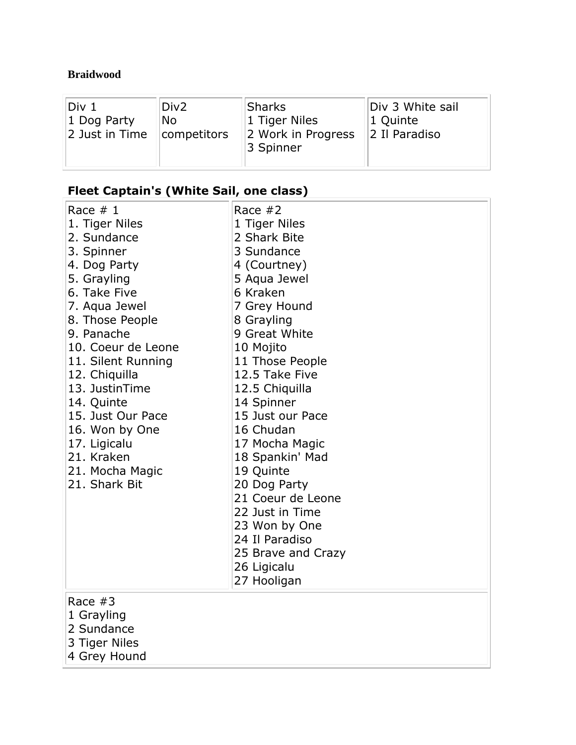**Braidwood**

| Div 1 | Div2 | Sharks | Div 3 White sail |
|---|---|---|---|
| 1 Dog Party<br>2 Just in Time | No competitors | 1 Tiger Niles<br>2 Work in Progress<br>3 Spinner | 1 Quinte<br>2 Il Paradiso |

## Fleet Captain's (White Sail, one class)

| Race # 1 | Race #2 |
|---|---|
| 1. Tiger Niles<br>2. Sundance<br>3. Spinner<br>4. Dog Party<br>5. Grayling<br>6. Take Five<br>7. Aqua Jewel<br>8. Those People<br>9. Panache<br>10. Coeur de Leone<br>11. Silent Running<br>12. Chiquilla<br>13. JustinTime<br>14. Quinte<br>15. Just Our Pace<br>16. Won by One<br>17. Ligicalu<br>21. Kraken<br>21. Mocha Magic<br>21. Shark Bit | 1 Tiger Niles<br>2 Shark Bite<br>3 Sundance<br>4 (Courtney)<br>5 Aqua Jewel<br>6 Kraken<br>7 Grey Hound<br>8 Grayling<br>9 Great White<br>10 Mojito<br>11 Those People<br>12.5 Take Five<br>12.5 Chiquilla<br>14 Spinner<br>15 Just our Pace<br>16 Chudan<br>17 Mocha Magic<br>18 Spankin' Mad<br>19 Quinte<br>20 Dog Party<br>21 Coeur de Leone<br>22 Just in Time<br>23 Won by One<br>24 Il Paradiso<br>25 Brave and Crazy<br>26 Ligicalu<br>27 Hooligan |
| Race #3<br>1 Grayling<br>2 Sundance<br>3 Tiger Niles<br>4 Grey Hound | |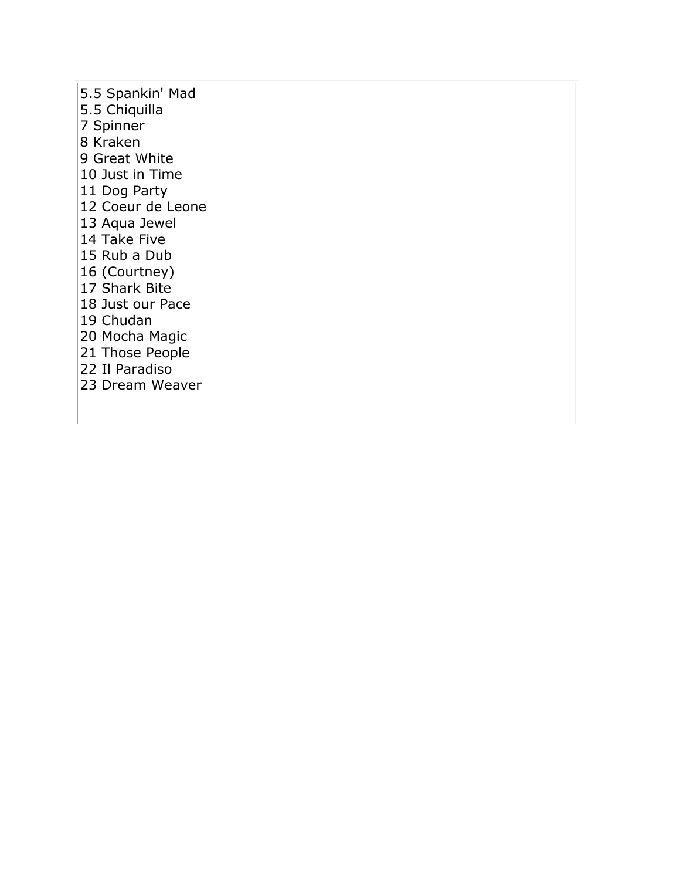5.5 Spankin' Mad
5.5 Chiquilla
7 Spinner
8 Kraken
9 Great White
10 Just in Time
11 Dog Party
12 Coeur de Leone
13 Aqua Jewel
14 Take Five
15 Rub a Dub
16 (Courtney)
17 Shark Bite
18 Just our Pace
19 Chudan
20 Mocha Magic
21 Those People
22 Il Paradiso
23 Dream Weaver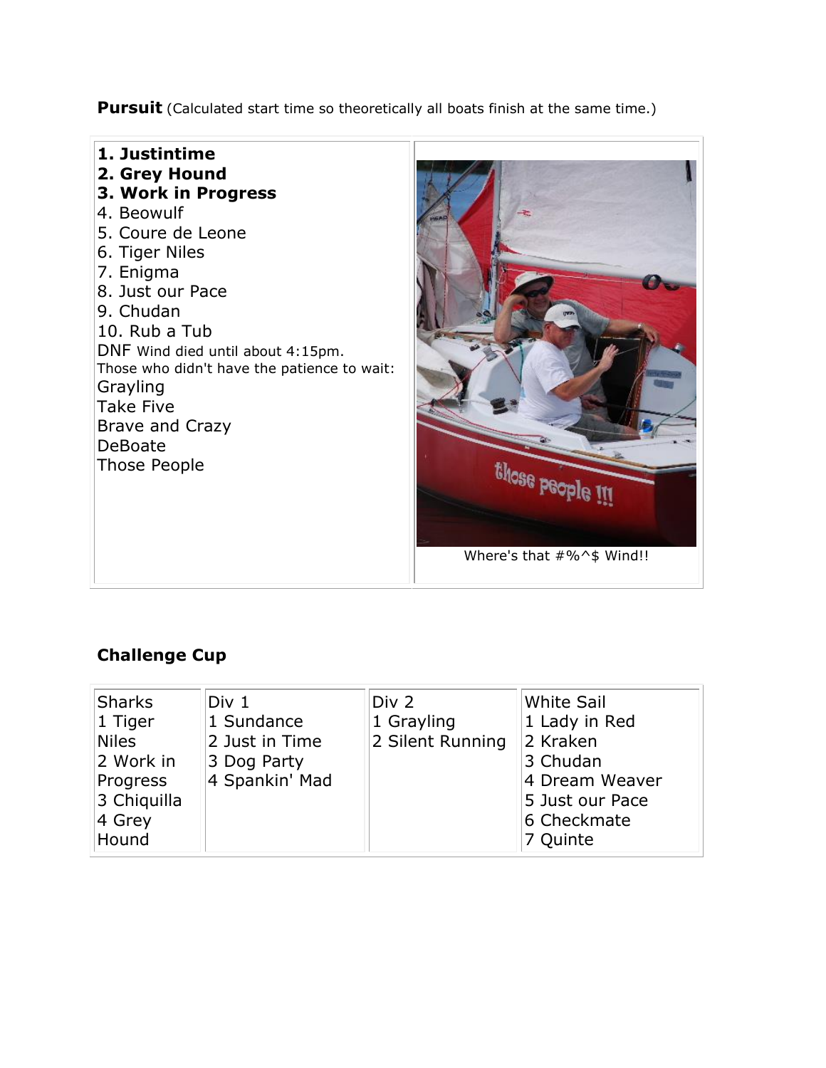**Pursuit** (Calculated start time so theoretically all boats finish at the same time.)

**1. Justintime**
**2. Grey Hound**
**3. Work in Progress**
4. Beowulf
5. Coure de Leone
6. Tiger Niles
7. Enigma
8. Just our Pace
9. Chudan
10. Rub a Tub

DNF Wind died until about 4:15pm.
Those who didn't have the patience to wait:
Grayling
Take Five
Brave and Crazy
DeBoate
Those People

Where's that #%^$ Wind!!

**Challenge Cup**

| Sharks | Div 1 | Div 2 | White Sail |
|---|---|---|---|
| 1 Tiger Niles | 1 Sundance | 1 Grayling | 1 Lady in Red |
| 2 Work in Progress | 2 Just in Time | 2 Silent Running | 2 Kraken |
| 3 Chiquilla | 3 Dog Party | | 3 Chudan |
| 4 Grey Hound | 4 Spankin' Mad | | 4 Dream Weaver |
| | | | 5 Just our Pace |
| | | | 6 Checkmate |
| | | | 7 Quinte |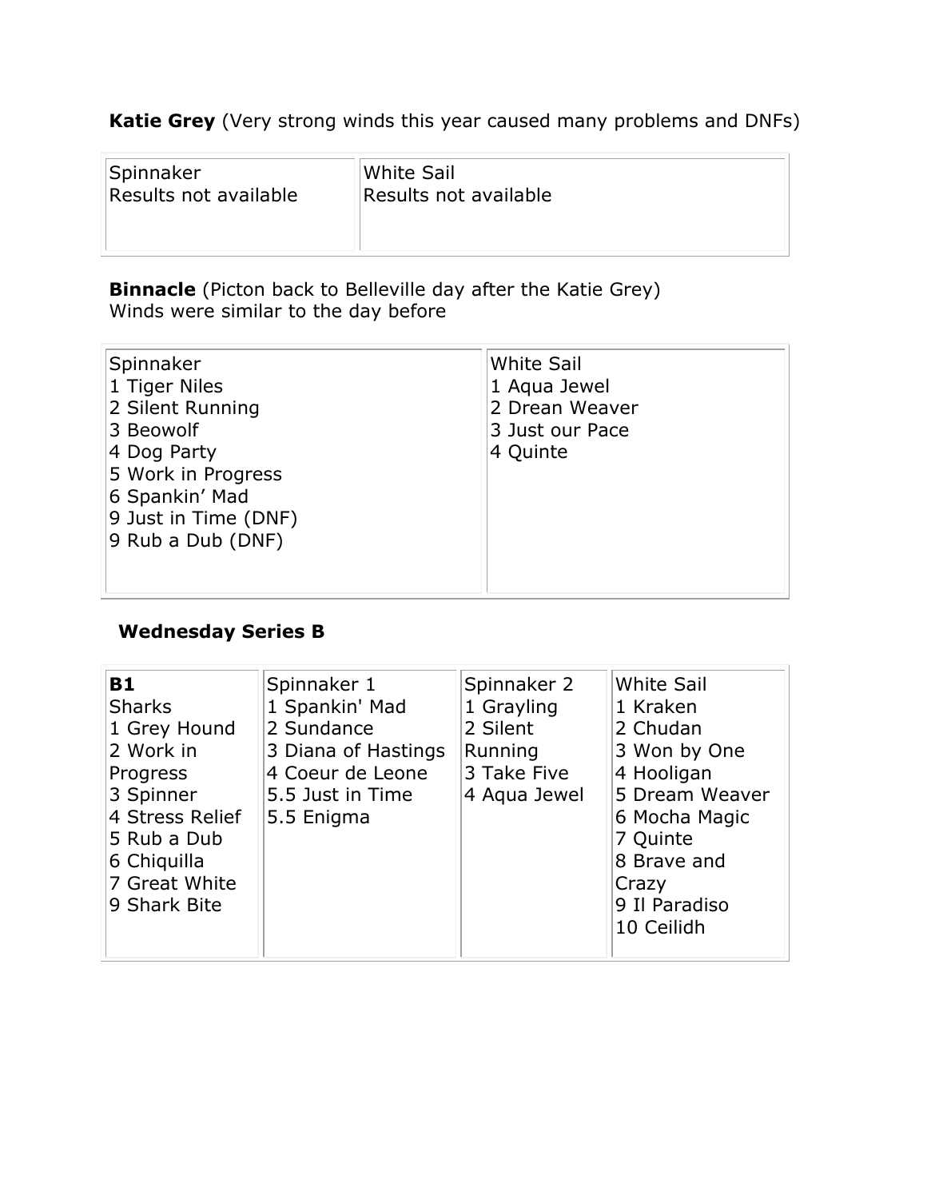**Katie Grey** (Very strong winds this year caused many problems and DNFs)

| Spinnaker | White Sail |
|---|---|
| Results not available | Results not available |

**Binnacle** (Picton back to Belleville day after the Katie Grey)
Winds were similar to the day before

| Spinnaker | White Sail |
|---|---|
| 1 Tiger Niles | 1 Aqua Jewel |
| 2 Silent Running | 2 Drean Weaver |
| 3 Beowolf | 3 Just our Pace |
| 4 Dog Party | 4 Quinte |
| 5 Work in Progress | |
| 6 Spankin' Mad | |
| 9 Just in Time (DNF) | |
| 9 Rub a Dub (DNF) | |

**Wednesday Series B**

| **B1** Sharks | Spinnaker 1 | Spinnaker 2 | White Sail |
|---|---|---|---|
| 1 Grey Hound | 1 Spankin' Mad | 1 Grayling | 1 Kraken |
| 2 Work in Progress | 2 Sundance | 2 Silent Running | 2 Chudan |
| 3 Spinner | 3 Diana of Hastings | 3 Take Five | 3 Won by One |
| 4 Stress Relief | 4 Coeur de Leone | 4 Aqua Jewel | 4 Hooligan |
| 5 Rub a Dub | 5.5 Just in Time | | 5 Dream Weaver |
| 6 Chiquilla | 5.5 Enigma | | 6 Mocha Magic |
| 7 Great White | | | 7 Quinte |
| 9 Shark Bite | | | 8 Brave and Crazy |
| | | | 9 Il Paradiso |
| | | | 10 Ceilidh |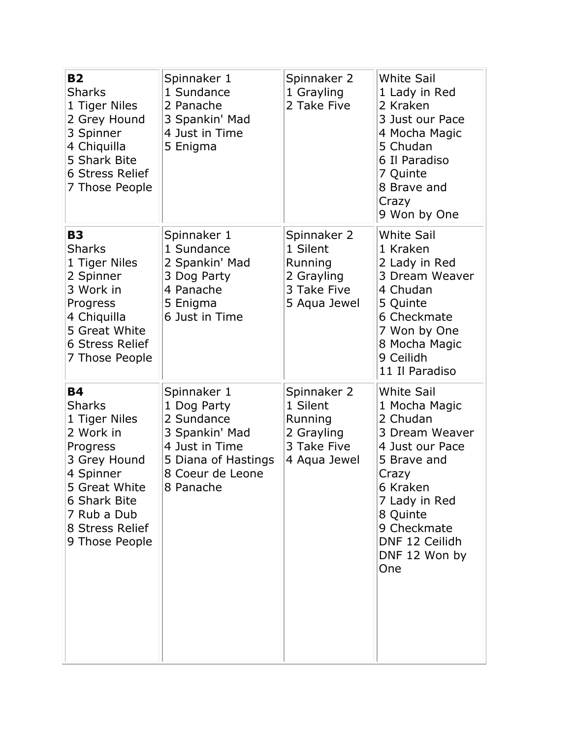| **B2**<br>Sharks<br>1 Tiger Niles<br>2 Grey Hound<br>3 Spinner<br>4 Chiquilla<br>5 Shark Bite<br>6 Stress Relief<br>7 Those People | Spinnaker 1<br>1 Sundance<br>2 Panache<br>3 Spankin' Mad<br>4 Just in Time<br>5 Enigma | Spinnaker 2<br>1 Grayling<br>2 Take Five | White Sail<br>1 Lady in Red<br>2 Kraken<br>3 Just our Pace<br>4 Mocha Magic<br>5 Chudan<br>6 Il Paradiso<br>7 Quinte<br>8 Brave and Crazy<br>9 Won by One |
|---|---|---|---|
| **B3**<br>Sharks<br>1 Tiger Niles<br>2 Spinner<br>3 Work in Progress<br>4 Chiquilla<br>5 Great White<br>6 Stress Relief<br>7 Those People | Spinnaker 1<br>1 Sundance<br>2 Spankin' Mad<br>3 Dog Party<br>4 Panache<br>5 Enigma<br>6 Just in Time | Spinnaker 2<br>1 Silent Running<br>2 Grayling<br>3 Take Five<br>5 Aqua Jewel | White Sail<br>1 Kraken<br>2 Lady in Red<br>3 Dream Weaver<br>4 Chudan<br>5 Quinte<br>6 Checkmate<br>7 Won by One<br>8 Mocha Magic<br>9 Ceilidh<br>11 Il Paradiso |
| **B4**<br>Sharks<br>1 Tiger Niles<br>2 Work in Progress<br>3 Grey Hound<br>4 Spinner<br>5 Great White<br>6 Shark Bite<br>7 Rub a Dub<br>8 Stress Relief<br>9 Those People | Spinnaker 1<br>1 Dog Party<br>2 Sundance<br>3 Spankin' Mad<br>4 Just in Time<br>5 Diana of Hastings<br>8 Coeur de Leone<br>8 Panache | Spinnaker 2<br>1 Silent Running<br>2 Grayling<br>3 Take Five<br>4 Aqua Jewel | White Sail<br>1 Mocha Magic<br>2 Chudan<br>3 Dream Weaver<br>4 Just our Pace<br>5 Brave and Crazy<br>6 Kraken<br>7 Lady in Red<br>8 Quinte<br>9 Checkmate<br>DNF 12 Ceilidh<br>DNF 12 Won by One |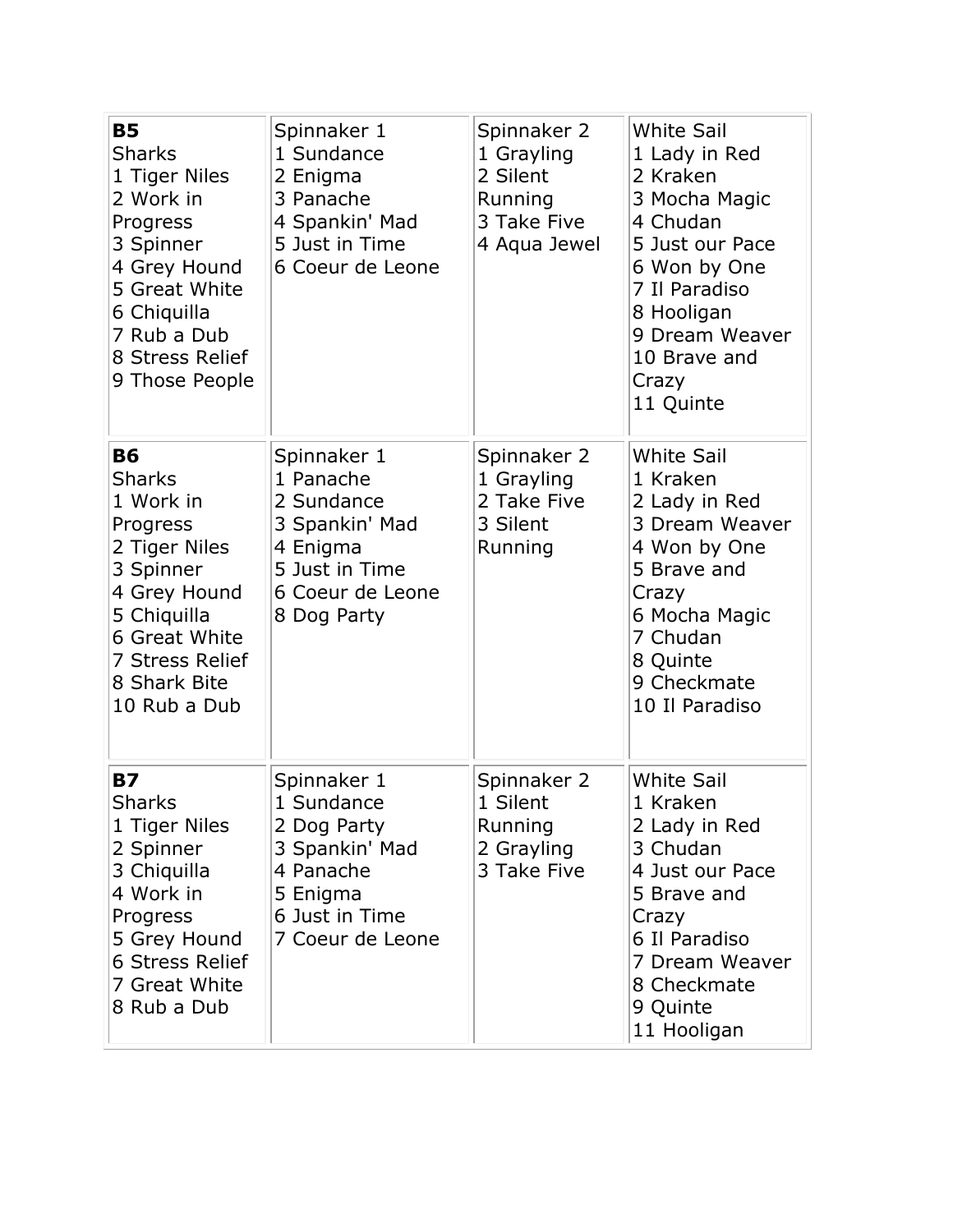| **B5**<br>Sharks<br>1 Tiger Niles<br>2 Work in Progress<br>3 Spinner<br>4 Grey Hound<br>5 Great White<br>6 Chiquilla<br>7 Rub a Dub<br>8 Stress Relief<br>9 Those People | Spinnaker 1<br>1 Sundance<br>2 Enigma<br>3 Panache<br>4 Spankin' Mad<br>5 Just in Time<br>6 Coeur de Leone | Spinnaker 2<br>1 Grayling<br>2 Silent Running<br>3 Take Five<br>4 Aqua Jewel | White Sail<br>1 Lady in Red<br>2 Kraken<br>3 Mocha Magic<br>4 Chudan<br>5 Just our Pace<br>6 Won by One<br>7 Il Paradiso<br>8 Hooligan<br>9 Dream Weaver<br>10 Brave and Crazy<br>11 Quinte |
|---|---|---|---|
| **B6**<br>Sharks<br>1 Work in Progress<br>2 Tiger Niles<br>3 Spinner<br>4 Grey Hound<br>5 Chiquilla<br>6 Great White<br>7 Stress Relief<br>8 Shark Bite<br>10 Rub a Dub | Spinnaker 1<br>1 Panache<br>2 Sundance<br>3 Spankin' Mad<br>4 Enigma<br>5 Just in Time<br>6 Coeur de Leone<br>8 Dog Party | Spinnaker 2<br>1 Grayling<br>2 Take Five<br>3 Silent Running | White Sail<br>1 Kraken<br>2 Lady in Red<br>3 Dream Weaver<br>4 Won by One<br>5 Brave and Crazy<br>6 Mocha Magic<br>7 Chudan<br>8 Quinte<br>9 Checkmate<br>10 Il Paradiso |
| **B7**<br>Sharks<br>1 Tiger Niles<br>2 Spinner<br>3 Chiquilla<br>4 Work in Progress<br>5 Grey Hound<br>6 Stress Relief<br>7 Great White<br>8 Rub a Dub | Spinnaker 1<br>1 Sundance<br>2 Dog Party<br>3 Spankin' Mad<br>4 Panache<br>5 Enigma<br>6 Just in Time<br>7 Coeur de Leone | Spinnaker 2<br>1 Silent Running<br>2 Grayling<br>3 Take Five | White Sail<br>1 Kraken<br>2 Lady in Red<br>3 Chudan<br>4 Just our Pace<br>5 Brave and Crazy<br>6 Il Paradiso<br>7 Dream Weaver<br>8 Checkmate<br>9 Quinte<br>11 Hooligan |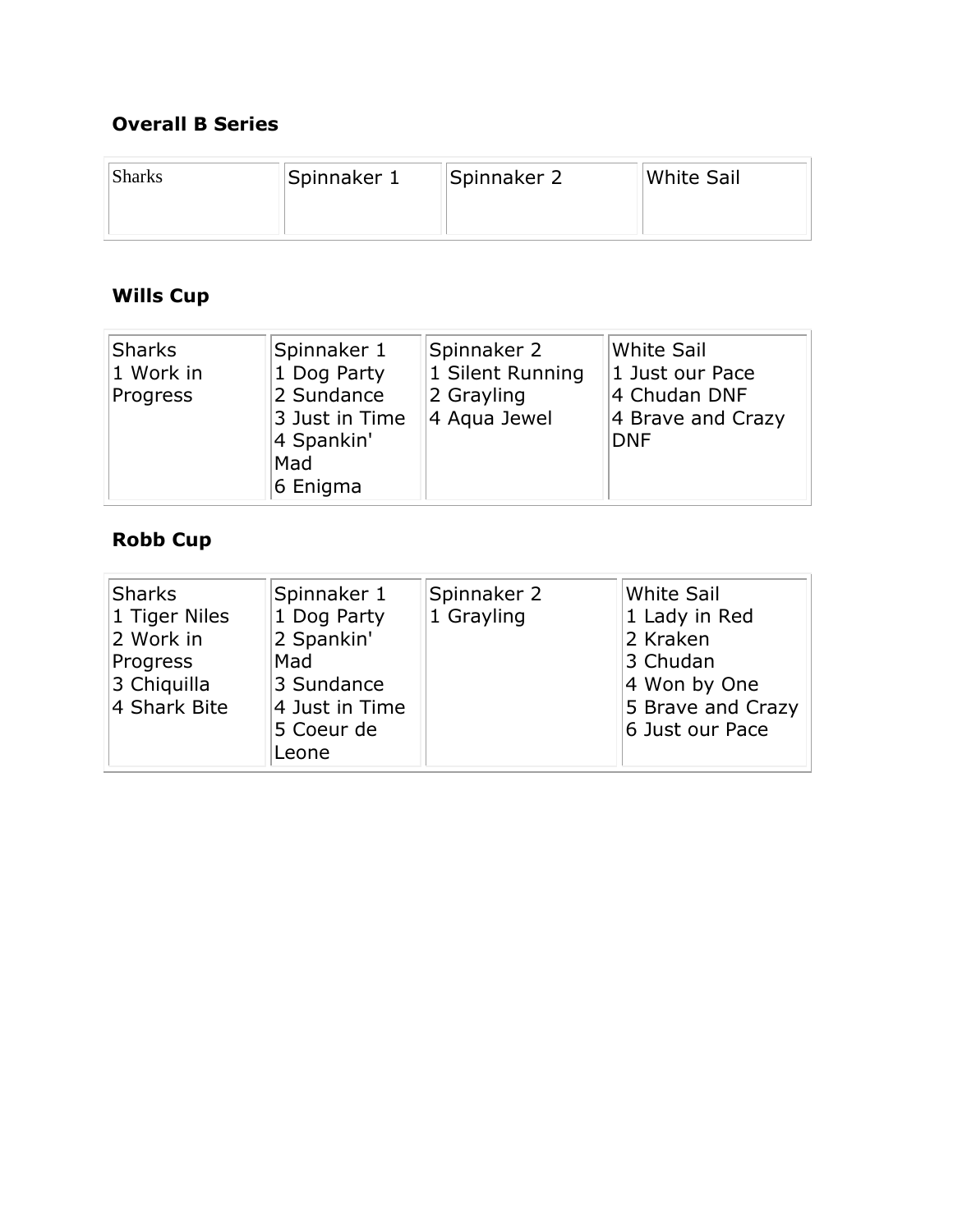**Overall B Series**

| Sharks | Spinnaker 1 | Spinnaker 2 | White Sail |
|---|---|---|---|

**Wills Cup**

| Sharks | Spinnaker 1 | Spinnaker 2 | White Sail |
|---|---|---|---|
| 1 Work in Progress | 1 Dog Party<br>2 Sundance<br>3 Just in Time<br>4 Spankin' Mad<br>6 Enigma | 1 Silent Running<br>2 Grayling<br>4 Aqua Jewel | 1 Just our Pace<br>4 Chudan DNF<br>4 Brave and Crazy DNF |

**Robb Cup**

| Sharks | Spinnaker 1 | Spinnaker 2 | White Sail |
|---|---|---|---|
| 1 Tiger Niles<br>2 Work in Progress<br>3 Chiquilla<br>4 Shark Bite | 1 Dog Party<br>2 Spankin' Mad<br>3 Sundance<br>4 Just in Time<br>5 Coeur de Leone | 1 Grayling | 1 Lady in Red<br>2 Kraken<br>3 Chudan<br>4 Won by One<br>5 Brave and Crazy<br>6 Just our Pace |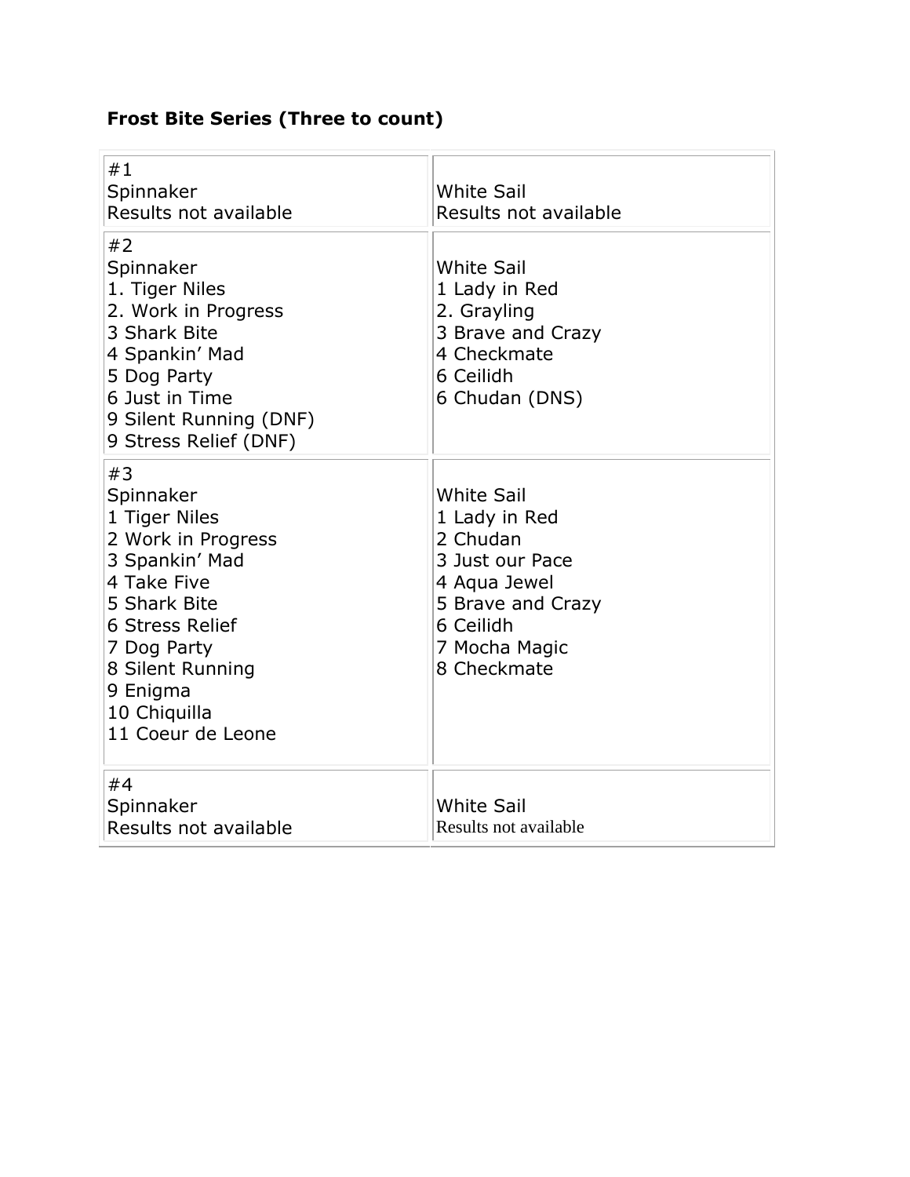**Frost Bite Series (Three to count)**

| | |
|---|---|
| #1<br>Spinnaker<br>Results not available | White Sail<br>Results not available |
| #2<br>Spinnaker<br>1. Tiger Niles<br>2. Work in Progress<br>3 Shark Bite<br>4 Spankin' Mad<br>5 Dog Party<br>6 Just in Time<br>9 Silent Running (DNF)<br>9 Stress Relief (DNF) | White Sail<br>1 Lady in Red<br>2. Grayling<br>3 Brave and Crazy<br>4 Checkmate<br>6 Ceilidh<br>6 Chudan (DNS) |
| #3<br>Spinnaker<br>1 Tiger Niles<br>2 Work in Progress<br>3 Spankin' Mad<br>4 Take Five<br>5 Shark Bite<br>6 Stress Relief<br>7 Dog Party<br>8 Silent Running<br>9 Enigma<br>10 Chiquilla<br>11 Coeur de Leone | White Sail<br>1 Lady in Red<br>2 Chudan<br>3 Just our Pace<br>4 Aqua Jewel<br>5 Brave and Crazy<br>6 Ceilidh<br>7 Mocha Magic<br>8 Checkmate |
| #4<br>Spinnaker<br>Results not available | White Sail<br>Results not available |